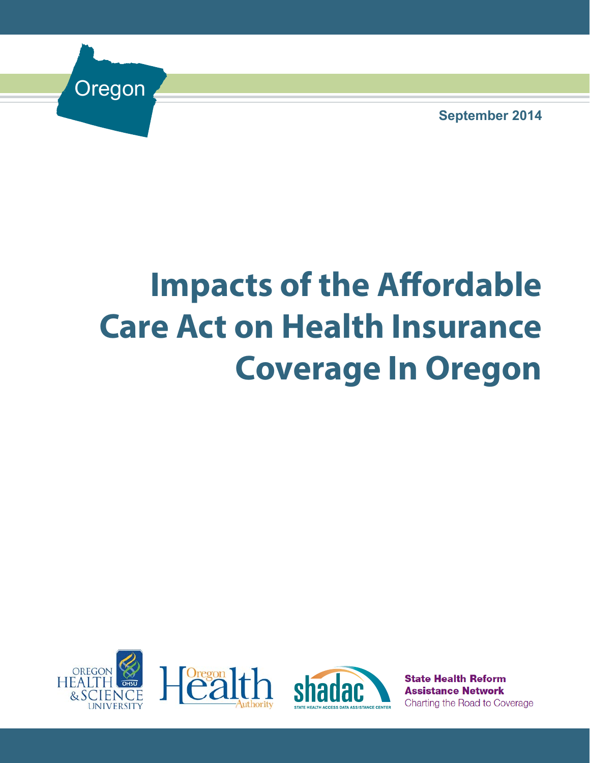Oregon

September 2014

# Impacts of the Affordable Care Act on Health Insurance Coverage In Oregon

OREGON HEALTH & SCIENCE UNIVERSITY

Oregon Health Authority

shadac STATE HEALTH ACCESS DATA ASSISTANCE CENTER

**State Health Reform Assistance Network**
Charting the Road to Coverage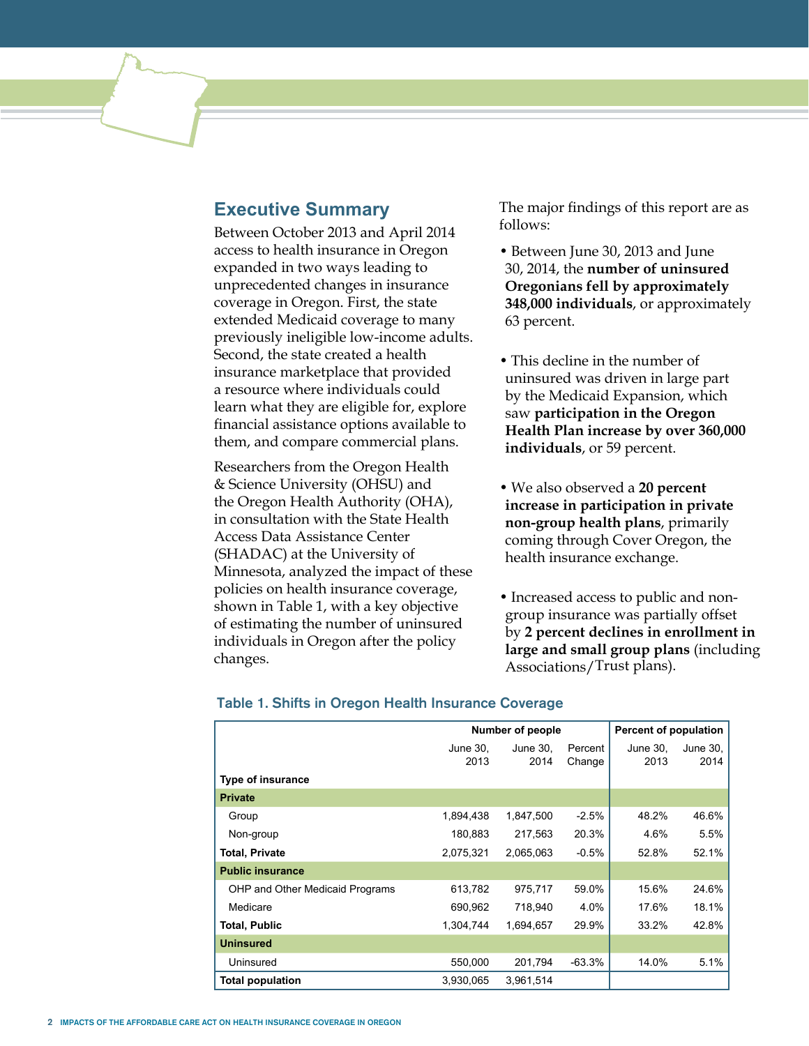## Executive Summary

Between October 2013 and April 2014 access to health insurance in Oregon expanded in two ways leading to unprecedented changes in insurance coverage in Oregon. First, the state extended Medicaid coverage to many previously ineligible low-income adults. Second, the state created a health insurance marketplace that provided a resource where individuals could learn what they are eligible for, explore financial assistance options available to them, and compare commercial plans.

Researchers from the Oregon Health & Science University (OHSU) and the Oregon Health Authority (OHA), in consultation with the State Health Access Data Assistance Center (SHADAC) at the University of Minnesota, analyzed the impact of these policies on health insurance coverage, shown in Table 1, with a key objective of estimating the number of uninsured individuals in Oregon after the policy changes.

The major findings of this report are as follows:

- Between June 30, 2013 and June 30, 2014, the **number of uninsured Oregonians fell by approximately 348,000 individuals**, or approximately 63 percent.
- This decline in the number of uninsured was driven in large part by the Medicaid Expansion, which saw **participation in the Oregon Health Plan increase by over 360,000 individuals**, or 59 percent.
- We also observed a **20 percent increase in participation in private non-group health plans**, primarily coming through Cover Oregon, the health insurance exchange.
- Increased access to public and non-group insurance was partially offset by **2 percent declines in enrollment in large and small group plans** (including Associations/Trust plans).

**Table 1. Shifts in Oregon Health Insurance Coverage**

| | Number of people | | | Percent of population | |
|---|---|---|---|---|---|
| | June 30, 2013 | June 30, 2014 | Percent Change | June 30, 2013 | June 30, 2014 |
| **Type of insurance** | | | | | |
| **Private** | | | | | |
| Group | 1,894,438 | 1,847,500 | -2.5% | 48.2% | 46.6% |
| Non-group | 180,883 | 217,563 | 20.3% | 4.6% | 5.5% |
| **Total, Private** | 2,075,321 | 2,065,063 | -0.5% | 52.8% | 52.1% |
| **Public insurance** | | | | | |
| OHP and Other Medicaid Programs | 613,782 | 975,717 | 59.0% | 15.6% | 24.6% |
| Medicare | 690,962 | 718,940 | 4.0% | 17.6% | 18.1% |
| **Total, Public** | 1,304,744 | 1,694,657 | 29.9% | 33.2% | 42.8% |
| **Uninsured** | | | | | |
| Uninsured | 550,000 | 201,794 | -63.3% | 14.0% | 5.1% |
| **Total population** | 3,930,065 | 3,961,514 | | | |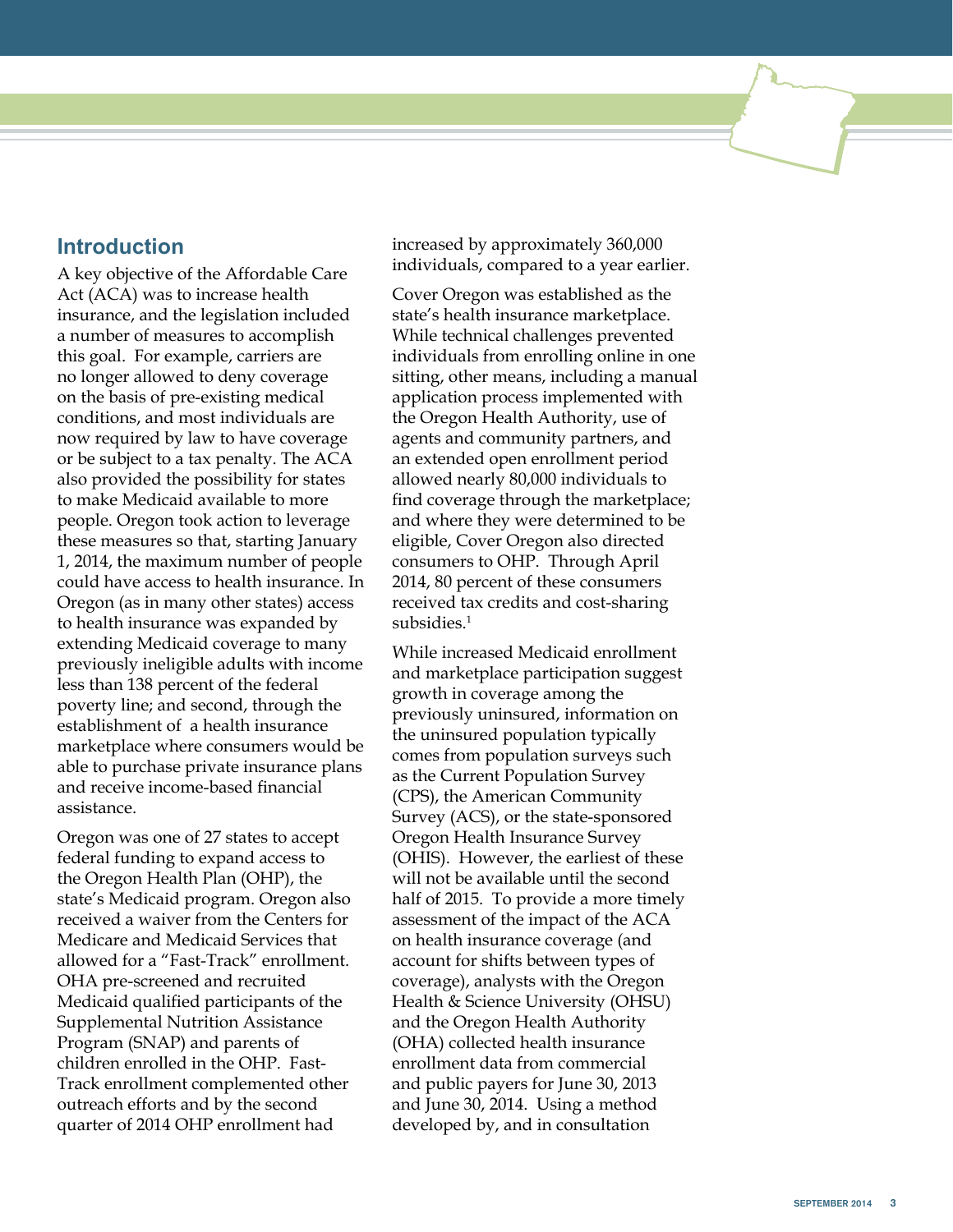## Introduction

A key objective of the Affordable Care Act (ACA) was to increase health insurance, and the legislation included a number of measures to accomplish this goal. For example, carriers are no longer allowed to deny coverage on the basis of pre-existing medical conditions, and most individuals are now required by law to have coverage or be subject to a tax penalty. The ACA also provided the possibility for states to make Medicaid available to more people. Oregon took action to leverage these measures so that, starting January 1, 2014, the maximum number of people could have access to health insurance. In Oregon (as in many other states) access to health insurance was expanded by extending Medicaid coverage to many previously ineligible adults with income less than 138 percent of the federal poverty line; and second, through the establishment of a health insurance marketplace where consumers would be able to purchase private insurance plans and receive income-based financial assistance.

Oregon was one of 27 states to accept federal funding to expand access to the Oregon Health Plan (OHP), the state's Medicaid program. Oregon also received a waiver from the Centers for Medicare and Medicaid Services that allowed for a "Fast-Track" enrollment. OHA pre-screened and recruited Medicaid qualified participants of the Supplemental Nutrition Assistance Program (SNAP) and parents of children enrolled in the OHP. Fast-Track enrollment complemented other outreach efforts and by the second quarter of 2014 OHP enrollment had increased by approximately 360,000 individuals, compared to a year earlier.

Cover Oregon was established as the state's health insurance marketplace. While technical challenges prevented individuals from enrolling online in one sitting, other means, including a manual application process implemented with the Oregon Health Authority, use of agents and community partners, and an extended open enrollment period allowed nearly 80,000 individuals to find coverage through the marketplace; and where they were determined to be eligible, Cover Oregon also directed consumers to OHP. Through April 2014, 80 percent of these consumers received tax credits and cost-sharing subsidies.[1]

While increased Medicaid enrollment and marketplace participation suggest growth in coverage among the previously uninsured, information on the uninsured population typically comes from population surveys such as the Current Population Survey (CPS), the American Community Survey (ACS), or the state-sponsored Oregon Health Insurance Survey (OHIS). However, the earliest of these will not be available until the second half of 2015. To provide a more timely assessment of the impact of the ACA on health insurance coverage (and account for shifts between types of coverage), analysts with the Oregon Health & Science University (OHSU) and the Oregon Health Authority (OHA) collected health insurance enrollment data from commercial and public payers for June 30, 2013 and June 30, 2014. Using a method developed by, and in consultation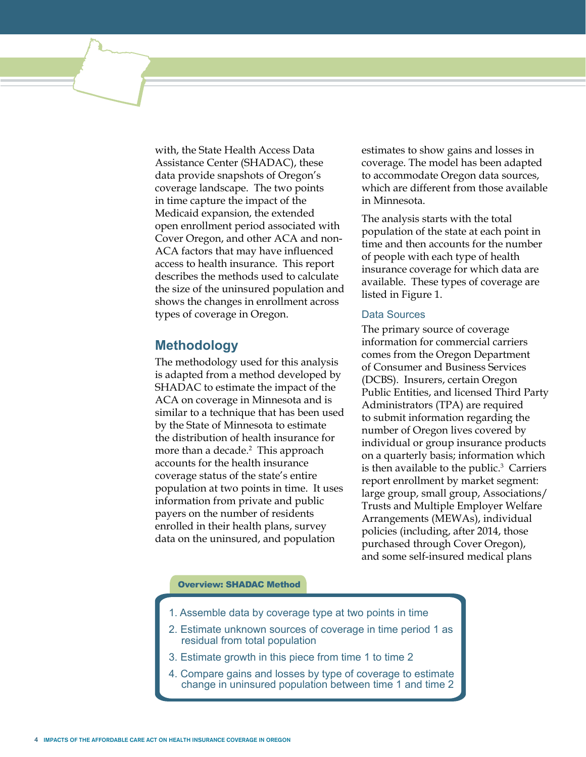with, the State Health Access Data Assistance Center (SHADAC), these data provide snapshots of Oregon's coverage landscape. The two points in time capture the impact of the Medicaid expansion, the extended open enrollment period associated with Cover Oregon, and other ACA and non-ACA factors that may have influenced access to health insurance. This report describes the methods used to calculate the size of the uninsured population and shows the changes in enrollment across types of coverage in Oregon.

## Methodology

The methodology used for this analysis is adapted from a method developed by SHADAC to estimate the impact of the ACA on coverage in Minnesota and is similar to a technique that has been used by the State of Minnesota to estimate the distribution of health insurance for more than a decade.[2] This approach accounts for the health insurance coverage status of the state's entire population at two points in time. It uses information from private and public payers on the number of residents enrolled in their health plans, survey data on the uninsured, and population estimates to show gains and losses in coverage. The model has been adapted to accommodate Oregon data sources, which are different from those available in Minnesota.

The analysis starts with the total population of the state at each point in time and then accounts for the number of people with each type of health insurance coverage for which data are available. These types of coverage are listed in Figure 1.

### Data Sources

The primary source of coverage information for commercial carriers comes from the Oregon Department of Consumer and Business Services (DCBS). Insurers, certain Oregon Public Entities, and licensed Third Party Administrators (TPA) are required to submit information regarding the number of Oregon lives covered by individual or group insurance products on a quarterly basis; information which is then available to the public.[3] Carriers report enrollment by market segment: large group, small group, Associations/Trusts and Multiple Employer Welfare Arrangements (MEWAs), individual policies (including, after 2014, those purchased through Cover Oregon), and some self-insured medical plans

**Overview: SHADAC Method**

1. Assemble data by coverage type at two points in time
2. Estimate unknown sources of coverage in time period 1 as residual from total population
3. Estimate growth in this piece from time 1 to time 2
4. Compare gains and losses by type of coverage to estimate change in uninsured population between time 1 and time 2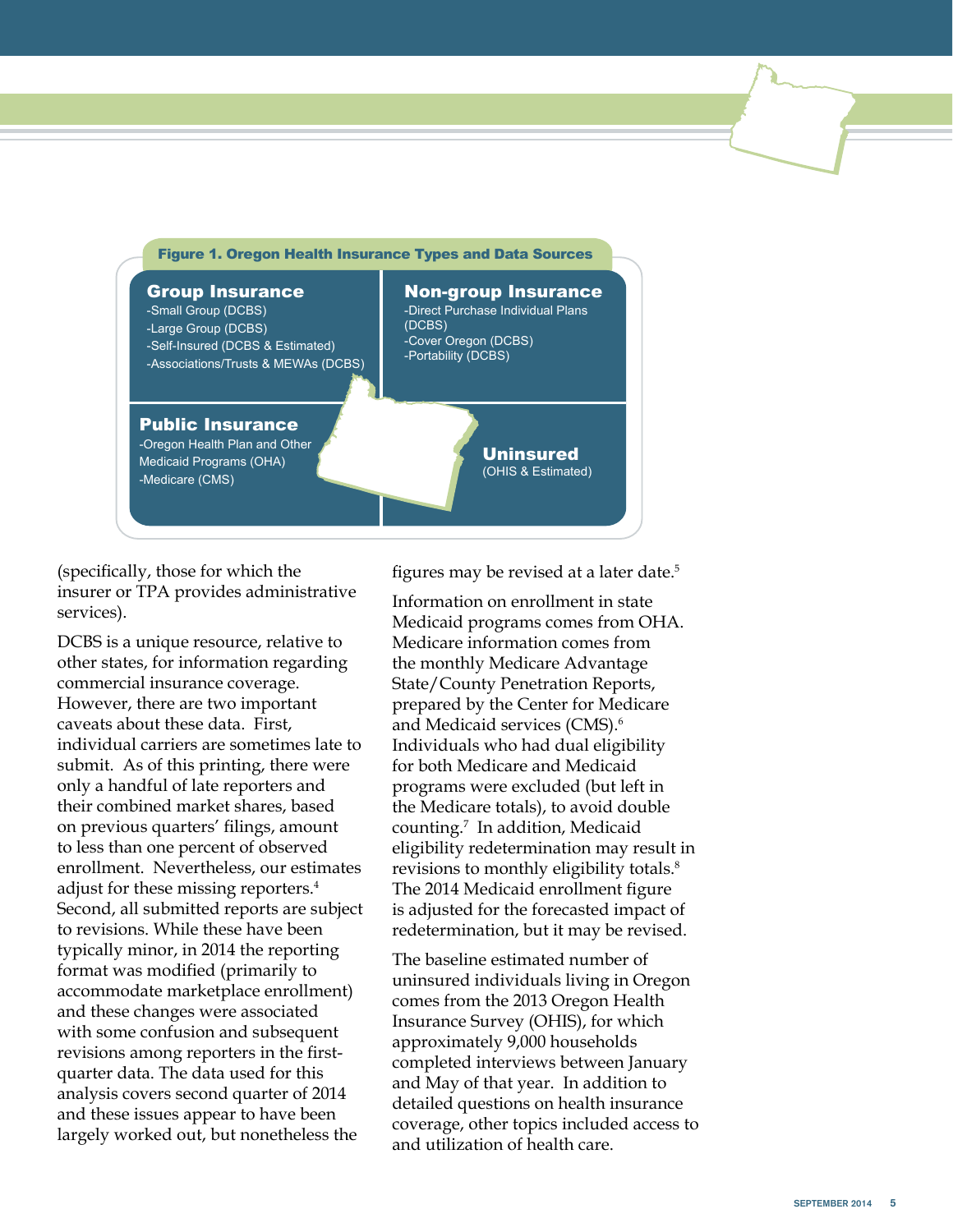**Figure 1. Oregon Health Insurance Types and Data Sources**

**Group Insurance**
- -Small Group (DCBS)
- -Large Group (DCBS)
- -Self-Insured (DCBS & Estimated)
- -Associations/Trusts & MEWAs (DCBS)

**Non-group Insurance**
- -Direct Purchase Individual Plans (DCBS)
- -Cover Oregon (DCBS)
- -Portability (DCBS)

**Public Insurance**
- -Oregon Health Plan and Other Medicaid Programs (OHA)
- -Medicare (CMS)

**Uninsured**
(OHIS & Estimated)

(specifically, those for which the insurer or TPA provides administrative services).

DCBS is a unique resource, relative to other states, for information regarding commercial insurance coverage. However, there are two important caveats about these data. First, individual carriers are sometimes late to submit. As of this printing, there were only a handful of late reporters and their combined market shares, based on previous quarters' filings, amount to less than one percent of observed enrollment. Nevertheless, our estimates adjust for these missing reporters.[4] Second, all submitted reports are subject to revisions. While these have been typically minor, in 2014 the reporting format was modified (primarily to accommodate marketplace enrollment) and these changes were associated with some confusion and subsequent revisions among reporters in the first-quarter data. The data used for this analysis covers second quarter of 2014 and these issues appear to have been largely worked out, but nonetheless the figures may be revised at a later date.[5]

Information on enrollment in state Medicaid programs comes from OHA. Medicare information comes from the monthly Medicare Advantage State/County Penetration Reports, prepared by the Center for Medicare and Medicaid services (CMS).[6] Individuals who had dual eligibility for both Medicare and Medicaid programs were excluded (but left in the Medicare totals), to avoid double counting.[7] In addition, Medicaid eligibility redetermination may result in revisions to monthly eligibility totals.[8] The 2014 Medicaid enrollment figure is adjusted for the forecasted impact of redetermination, but it may be revised.

The baseline estimated number of uninsured individuals living in Oregon comes from the 2013 Oregon Health Insurance Survey (OHIS), for which approximately 9,000 households completed interviews between January and May of that year. In addition to detailed questions on health insurance coverage, other topics included access to and utilization of health care.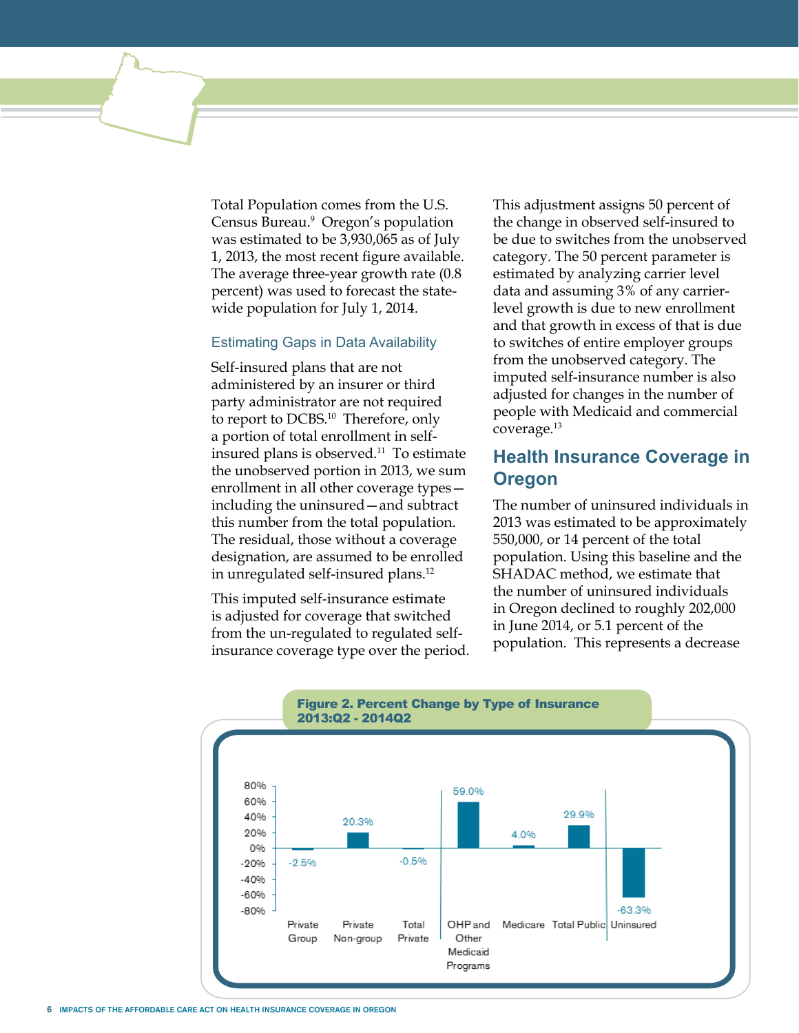Total Population comes from the U.S. Census Bureau.[9] Oregon's population was estimated to be 3,930,065 as of July 1, 2013, the most recent figure available. The average three-year growth rate (0.8 percent) was used to forecast the state-wide population for July 1, 2014.

### Estimating Gaps in Data Availability

Self-insured plans that are not administered by an insurer or third party administrator are not required to report to DCBS.[10] Therefore, only a portion of total enrollment in self-insured plans is observed.[11] To estimate the unobserved portion in 2013, we sum enrollment in all other coverage types—including the uninsured—and subtract this number from the total population. The residual, those without a coverage designation, are assumed to be enrolled in unregulated self-insured plans.[12]

This imputed self-insurance estimate is adjusted for coverage that switched from the un-regulated to regulated self-insurance coverage type over the period. This adjustment assigns 50 percent of the change in observed self-insured to be due to switches from the unobserved category. The 50 percent parameter is estimated by analyzing carrier level data and assuming 3% of any carrier-level growth is due to new enrollment and that growth in excess of that is due to switches of entire employer groups from the unobserved category. The imputed self-insurance number is also adjusted for changes in the number of people with Medicaid and commercial coverage.[13]

## Health Insurance Coverage in Oregon

The number of uninsured individuals in 2013 was estimated to be approximately 550,000, or 14 percent of the total population. Using this baseline and the SHADAC method, we estimate that the number of uninsured individuals in Oregon declined to roughly 202,000 in June 2014, or 5.1 percent of the population. This represents a decrease

**Figure 2. Percent Change by Type of Insurance 2013:Q2 - 2014Q2**

| Type of Insurance | Percent Change |
|---|---|
| Private Group | -2.5% |
| Private Non-group | 20.3% |
| Total Private | -0.5% |
| OHP and Other Medicaid Programs | 59.0% |
| Medicare | 4.0% |
| Total Public | 29.9% |
| Uninsured | -63.3% |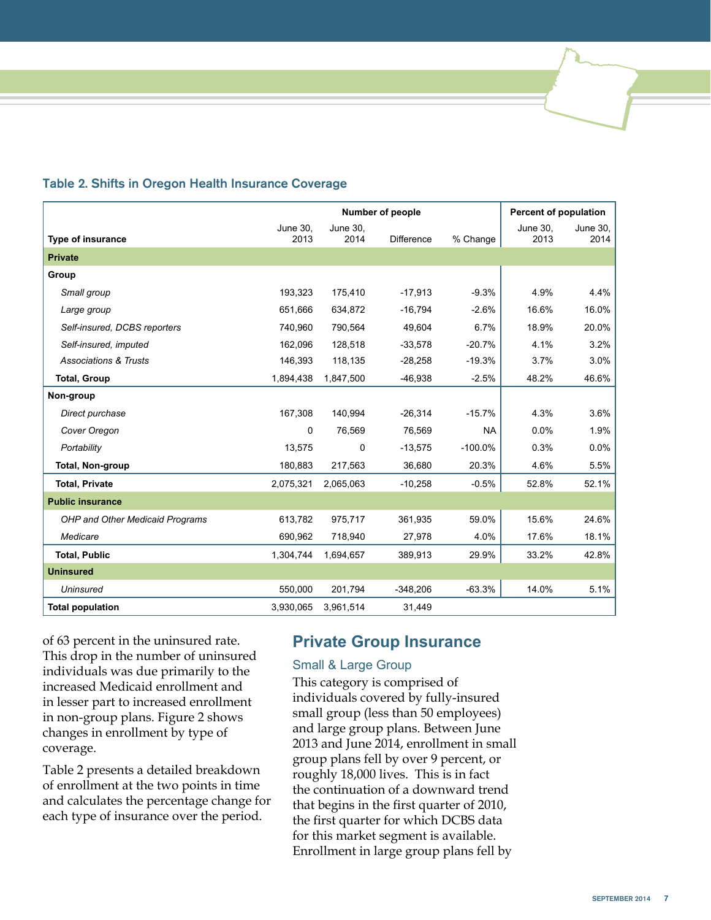### Table 2. Shifts in Oregon Health Insurance Coverage

| Type of insurance | Number of people | | | | Percent of population | |
|---|---|---|---|---|---|---|
| | June 30, 2013 | June 30, 2014 | Difference | % Change | June 30, 2013 | June 30, 2014 |
| **Private** | | | | | | |
| **Group** | | | | | | |
| *Small group* | 193,323 | 175,410 | -17,913 | -9.3% | 4.9% | 4.4% |
| *Large group* | 651,666 | 634,872 | -16,794 | -2.6% | 16.6% | 16.0% |
| *Self-insured, DCBS reporters* | 740,960 | 790,564 | 49,604 | 6.7% | 18.9% | 20.0% |
| *Self-insured, imputed* | 162,096 | 128,518 | -33,578 | -20.7% | 4.1% | 3.2% |
| *Associations & Trusts* | 146,393 | 118,135 | -28,258 | -19.3% | 3.7% | 3.0% |
| **Total, Group** | 1,894,438 | 1,847,500 | -46,938 | -2.5% | 48.2% | 46.6% |
| **Non-group** | | | | | | |
| *Direct purchase* | 167,308 | 140,994 | -26,314 | -15.7% | 4.3% | 3.6% |
| *Cover Oregon* | 0 | 76,569 | 76,569 | NA | 0.0% | 1.9% |
| *Portability* | 13,575 | 0 | -13,575 | -100.0% | 0.3% | 0.0% |
| **Total, Non-group** | 180,883 | 217,563 | 36,680 | 20.3% | 4.6% | 5.5% |
| **Total, Private** | 2,075,321 | 2,065,063 | -10,258 | -0.5% | 52.8% | 52.1% |
| **Public insurance** | | | | | | |
| *OHP and Other Medicaid Programs* | 613,782 | 975,717 | 361,935 | 59.0% | 15.6% | 24.6% |
| *Medicare* | 690,962 | 718,940 | 27,978 | 4.0% | 17.6% | 18.1% |
| **Total, Public** | 1,304,744 | 1,694,657 | 389,913 | 29.9% | 33.2% | 42.8% |
| **Uninsured** | | | | | | |
| *Uninsured* | 550,000 | 201,794 | -348,206 | -63.3% | 14.0% | 5.1% |
| **Total population** | 3,930,065 | 3,961,514 | 31,449 | | | |

of 63 percent in the uninsured rate. This drop in the number of uninsured individuals was due primarily to the increased Medicaid enrollment and in lesser part to increased enrollment in non-group plans. Figure 2 shows changes in enrollment by type of coverage.

Table 2 presents a detailed breakdown of enrollment at the two points in time and calculates the percentage change for each type of insurance over the period.

## Private Group Insurance

### Small & Large Group

This category is comprised of individuals covered by fully-insured small group (less than 50 employees) and large group plans. Between June 2013 and June 2014, enrollment in small group plans fell by over 9 percent, or roughly 18,000 lives. This is in fact the continuation of a downward trend that begins in the first quarter of 2010, the first quarter for which DCBS data for this market segment is available. Enrollment in large group plans fell by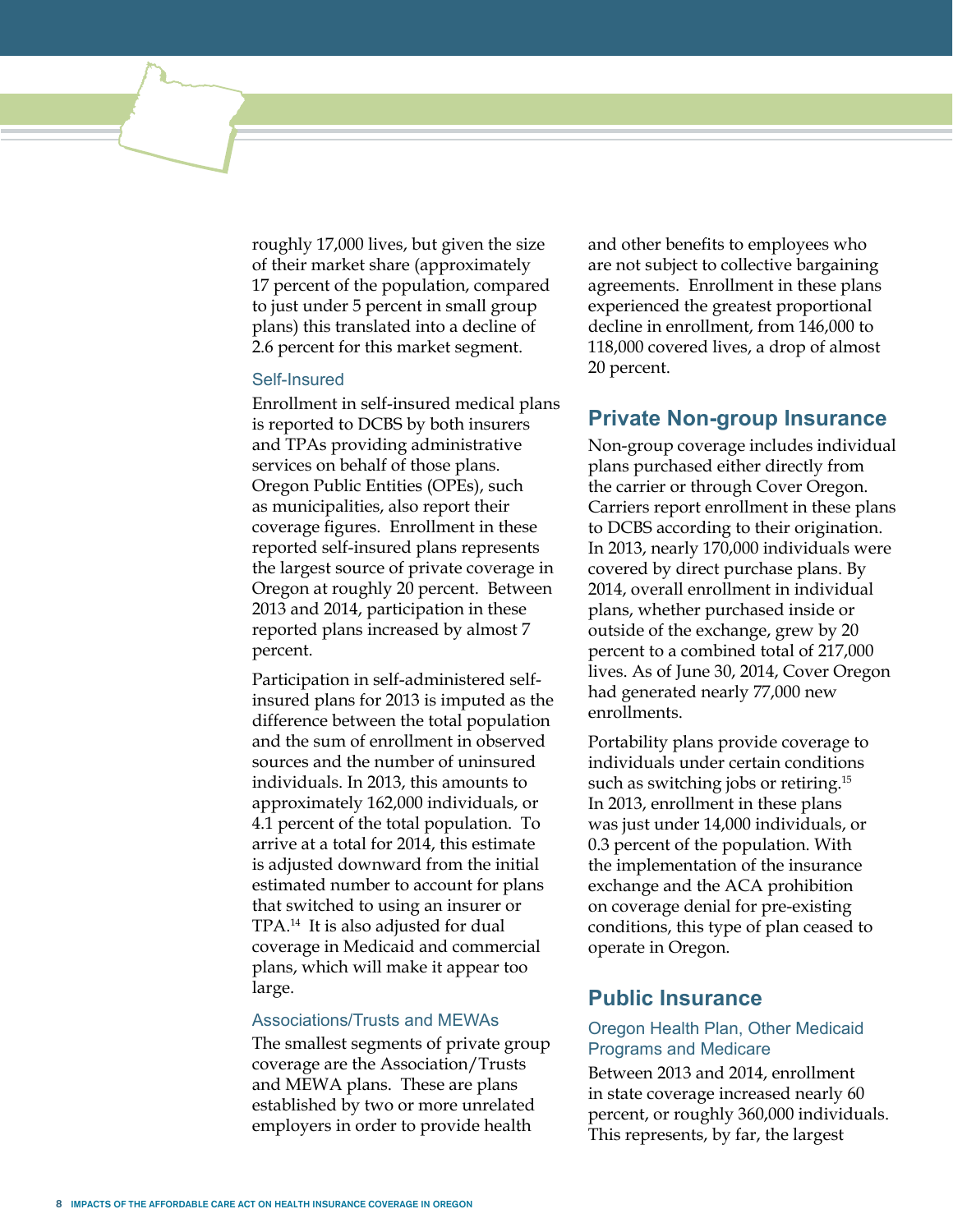roughly 17,000 lives, but given the size of their market share (approximately 17 percent of the population, compared to just under 5 percent in small group plans) this translated into a decline of 2.6 percent for this market segment.

### Self-Insured

Enrollment in self-insured medical plans is reported to DCBS by both insurers and TPAs providing administrative services on behalf of those plans. Oregon Public Entities (OPEs), such as municipalities, also report their coverage figures. Enrollment in these reported self-insured plans represents the largest source of private coverage in Oregon at roughly 20 percent. Between 2013 and 2014, participation in these reported plans increased by almost 7 percent.

Participation in self-administered self-insured plans for 2013 is imputed as the difference between the total population and the sum of enrollment in observed sources and the number of uninsured individuals. In 2013, this amounts to approximately 162,000 individuals, or 4.1 percent of the total population. To arrive at a total for 2014, this estimate is adjusted downward from the initial estimated number to account for plans that switched to using an insurer or TPA.[14] It is also adjusted for dual coverage in Medicaid and commercial plans, which will make it appear too large.

### Associations/Trusts and MEWAs

The smallest segments of private group coverage are the Association/Trusts and MEWA plans. These are plans established by two or more unrelated employers in order to provide health and other benefits to employees who are not subject to collective bargaining agreements. Enrollment in these plans experienced the greatest proportional decline in enrollment, from 146,000 to 118,000 covered lives, a drop of almost 20 percent.

## Private Non-group Insurance

Non-group coverage includes individual plans purchased either directly from the carrier or through Cover Oregon. Carriers report enrollment in these plans to DCBS according to their origination. In 2013, nearly 170,000 individuals were covered by direct purchase plans. By 2014, overall enrollment in individual plans, whether purchased inside or outside of the exchange, grew by 20 percent to a combined total of 217,000 lives. As of June 30, 2014, Cover Oregon had generated nearly 77,000 new enrollments.

Portability plans provide coverage to individuals under certain conditions such as switching jobs or retiring.[15] In 2013, enrollment in these plans was just under 14,000 individuals, or 0.3 percent of the population. With the implementation of the insurance exchange and the ACA prohibition on coverage denial for pre-existing conditions, this type of plan ceased to operate in Oregon.

## Public Insurance

### Oregon Health Plan, Other Medicaid Programs and Medicare

Between 2013 and 2014, enrollment in state coverage increased nearly 60 percent, or roughly 360,000 individuals. This represents, by far, the largest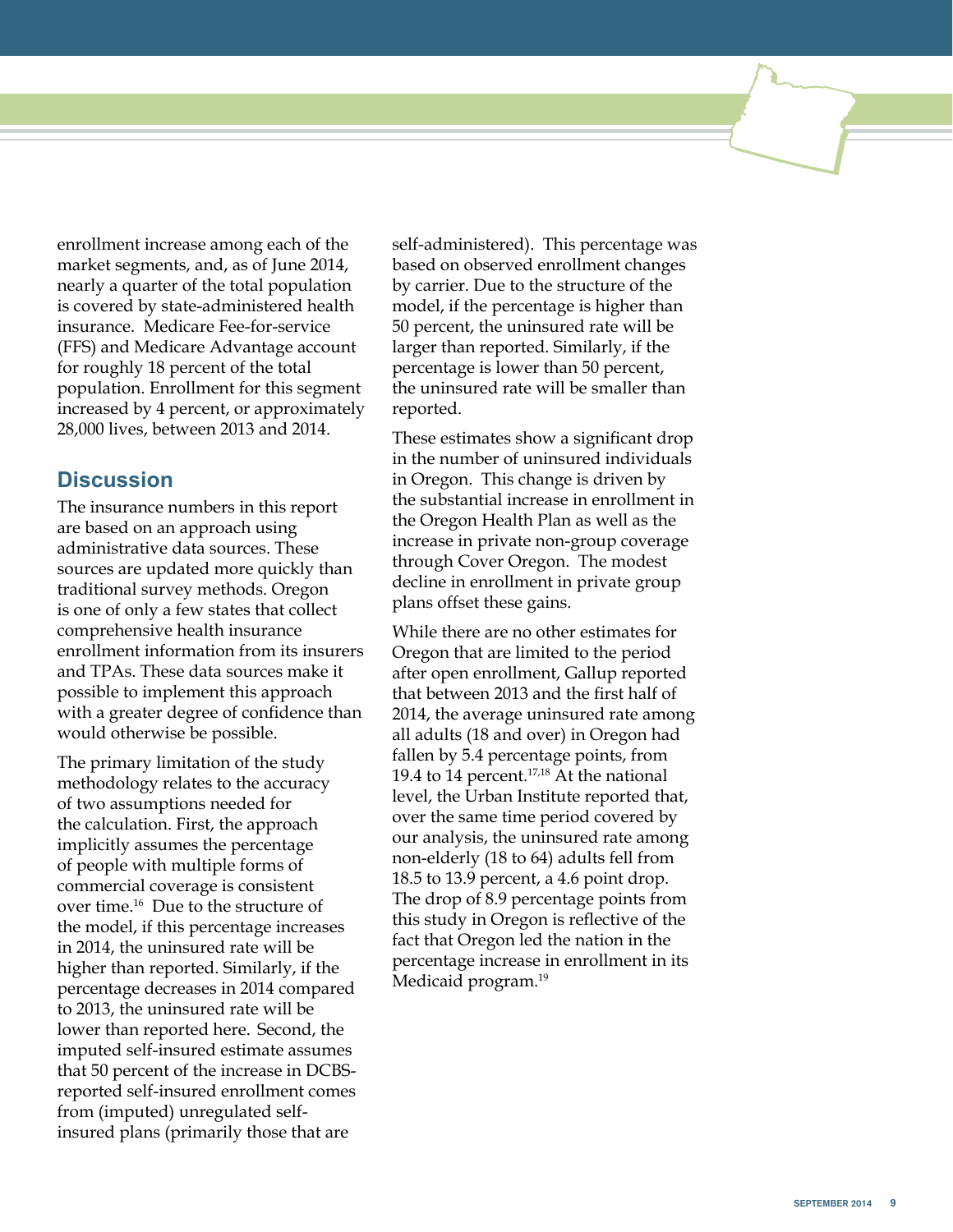enrollment increase among each of the market segments, and, as of June 2014, nearly a quarter of the total population is covered by state-administered health insurance. Medicare Fee-for-service (FFS) and Medicare Advantage account for roughly 18 percent of the total population. Enrollment for this segment increased by 4 percent, or approximately 28,000 lives, between 2013 and 2014.

## Discussion

The insurance numbers in this report are based on an approach using administrative data sources. These sources are updated more quickly than traditional survey methods. Oregon is one of only a few states that collect comprehensive health insurance enrollment information from its insurers and TPAs. These data sources make it possible to implement this approach with a greater degree of confidence than would otherwise be possible.

The primary limitation of the study methodology relates to the accuracy of two assumptions needed for the calculation. First, the approach implicitly assumes the percentage of people with multiple forms of commercial coverage is consistent over time.[16] Due to the structure of the model, if this percentage increases in 2014, the uninsured rate will be higher than reported. Similarly, if the percentage decreases in 2014 compared to 2013, the uninsured rate will be lower than reported here. Second, the imputed self-insured estimate assumes that 50 percent of the increase in DCBS-reported self-insured enrollment comes from (imputed) unregulated self-insured plans (primarily those that are self-administered). This percentage was based on observed enrollment changes by carrier. Due to the structure of the model, if the percentage is higher than 50 percent, the uninsured rate will be larger than reported. Similarly, if the percentage is lower than 50 percent, the uninsured rate will be smaller than reported.

These estimates show a significant drop in the number of uninsured individuals in Oregon. This change is driven by the substantial increase in enrollment in the Oregon Health Plan as well as the increase in private non-group coverage through Cover Oregon. The modest decline in enrollment in private group plans offset these gains.

While there are no other estimates for Oregon that are limited to the period after open enrollment, Gallup reported that between 2013 and the first half of 2014, the average uninsured rate among all adults (18 and over) in Oregon had fallen by 5.4 percentage points, from 19.4 to 14 percent.[17,18] At the national level, the Urban Institute reported that, over the same time period covered by our analysis, the uninsured rate among non-elderly (18 to 64) adults fell from 18.5 to 13.9 percent, a 4.6 point drop. The drop of 8.9 percentage points from this study in Oregon is reflective of the fact that Oregon led the nation in the percentage increase in enrollment in its Medicaid program.[19]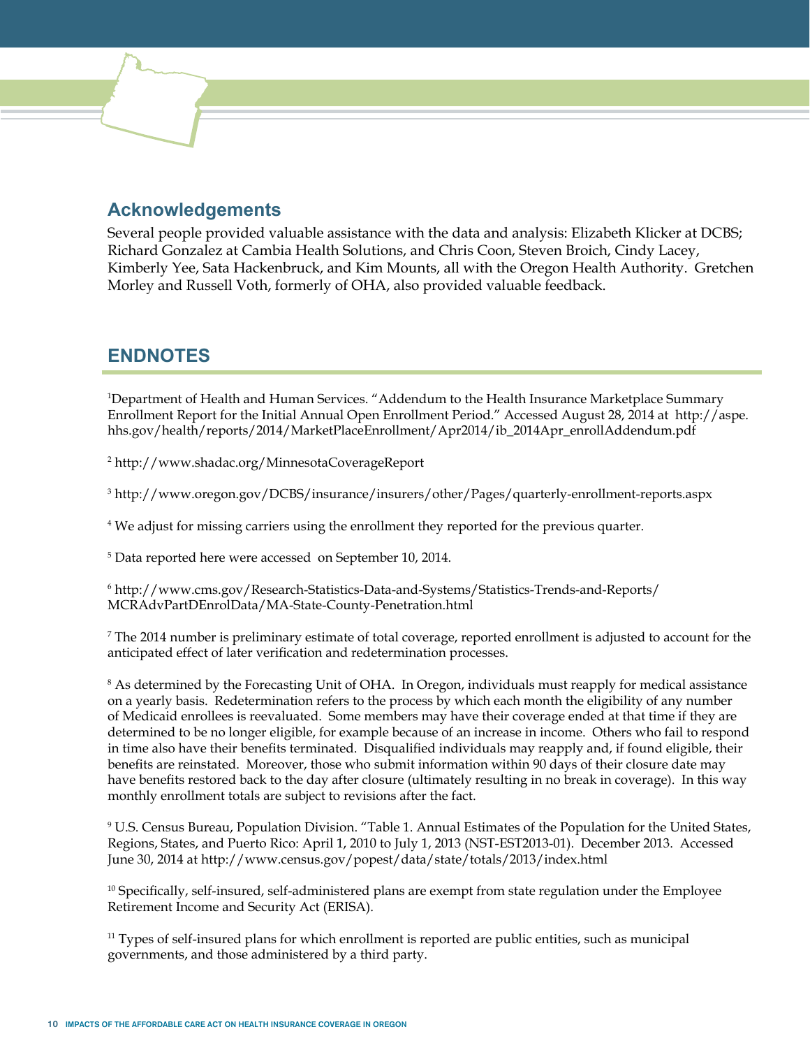## Acknowledgements

Several people provided valuable assistance with the data and analysis: Elizabeth Klicker at DCBS; Richard Gonzalez at Cambia Health Solutions, and Chris Coon, Steven Broich, Cindy Lacey, Kimberly Yee, Sata Hackenbruck, and Kim Mounts, all with the Oregon Health Authority. Gretchen Morley and Russell Voth, formerly of OHA, also provided valuable feedback.

## ENDNOTES

[1]Department of Health and Human Services. "Addendum to the Health Insurance Marketplace Summary Enrollment Report for the Initial Annual Open Enrollment Period." Accessed August 28, 2014 at http://aspe.hhs.gov/health/reports/2014/MarketPlaceEnrollment/Apr2014/ib_2014Apr_enrollAddendum.pdf

[2] http://www.shadac.org/MinnesotaCoverageReport

[3] http://www.oregon.gov/DCBS/insurance/insurers/other/Pages/quarterly-enrollment-reports.aspx

[4] We adjust for missing carriers using the enrollment they reported for the previous quarter.

[5] Data reported here were accessed on September 10, 2014.

[6] http://www.cms.gov/Research-Statistics-Data-and-Systems/Statistics-Trends-and-Reports/MCRAdvPartDEnrolData/MA-State-County-Penetration.html

[7] The 2014 number is preliminary estimate of total coverage, reported enrollment is adjusted to account for the anticipated effect of later verification and redetermination processes.

[8] As determined by the Forecasting Unit of OHA. In Oregon, individuals must reapply for medical assistance on a yearly basis. Redetermination refers to the process by which each month the eligibility of any number of Medicaid enrollees is reevaluated. Some members may have their coverage ended at that time if they are determined to be no longer eligible, for example because of an increase in income. Others who fail to respond in time also have their benefits terminated. Disqualified individuals may reapply and, if found eligible, their benefits are reinstated. Moreover, those who submit information within 90 days of their closure date may have benefits restored back to the day after closure (ultimately resulting in no break in coverage). In this way monthly enrollment totals are subject to revisions after the fact.

[9] U.S. Census Bureau, Population Division. "Table 1. Annual Estimates of the Population for the United States, Regions, States, and Puerto Rico: April 1, 2010 to July 1, 2013 (NST-EST2013-01). December 2013. Accessed June 30, 2014 at http://www.census.gov/popest/data/state/totals/2013/index.html

[10] Specifically, self-insured, self-administered plans are exempt from state regulation under the Employee Retirement Income and Security Act (ERISA).

[11] Types of self-insured plans for which enrollment is reported are public entities, such as municipal governments, and those administered by a third party.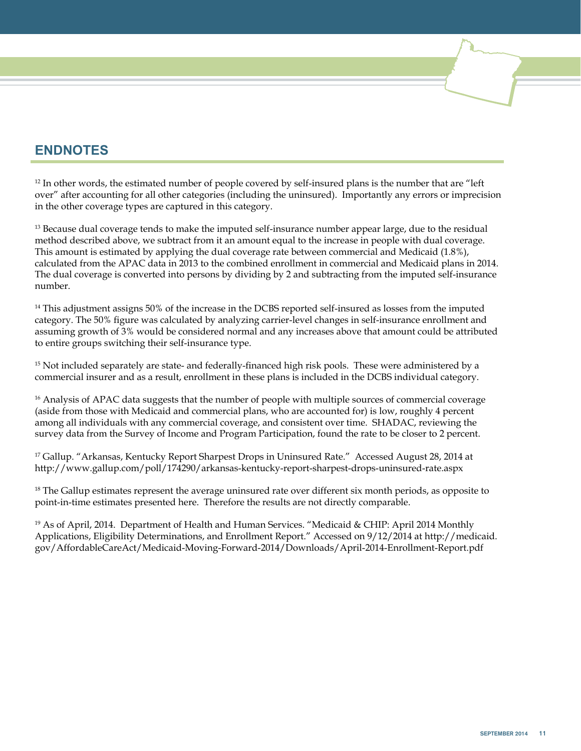## ENDNOTES

[12] In other words, the estimated number of people covered by self-insured plans is the number that are "left over" after accounting for all other categories (including the uninsured). Importantly any errors or imprecision in the other coverage types are captured in this category.

[13] Because dual coverage tends to make the imputed self-insurance number appear large, due to the residual method described above, we subtract from it an amount equal to the increase in people with dual coverage. This amount is estimated by applying the dual coverage rate between commercial and Medicaid (1.8%), calculated from the APAC data in 2013 to the combined enrollment in commercial and Medicaid plans in 2014. The dual coverage is converted into persons by dividing by 2 and subtracting from the imputed self-insurance number.

[14] This adjustment assigns 50% of the increase in the DCBS reported self-insured as losses from the imputed category. The 50% figure was calculated by analyzing carrier-level changes in self-insurance enrollment and assuming growth of 3% would be considered normal and any increases above that amount could be attributed to entire groups switching their self-insurance type.

[15] Not included separately are state- and federally-financed high risk pools. These were administered by a commercial insurer and as a result, enrollment in these plans is included in the DCBS individual category.

[16] Analysis of APAC data suggests that the number of people with multiple sources of commercial coverage (aside from those with Medicaid and commercial plans, who are accounted for) is low, roughly 4 percent among all individuals with any commercial coverage, and consistent over time. SHADAC, reviewing the survey data from the Survey of Income and Program Participation, found the rate to be closer to 2 percent.

[17] Gallup. "Arkansas, Kentucky Report Sharpest Drops in Uninsured Rate." Accessed August 28, 2014 at http://www.gallup.com/poll/174290/arkansas-kentucky-report-sharpest-drops-uninsured-rate.aspx

[18] The Gallup estimates represent the average uninsured rate over different six month periods, as opposite to point-in-time estimates presented here. Therefore the results are not directly comparable.

[19] As of April, 2014. Department of Health and Human Services. "Medicaid & CHIP: April 2014 Monthly Applications, Eligibility Determinations, and Enrollment Report." Accessed on 9/12/2014 at http://medicaid.gov/AffordableCareAct/Medicaid-Moving-Forward-2014/Downloads/April-2014-Enrollment-Report.pdf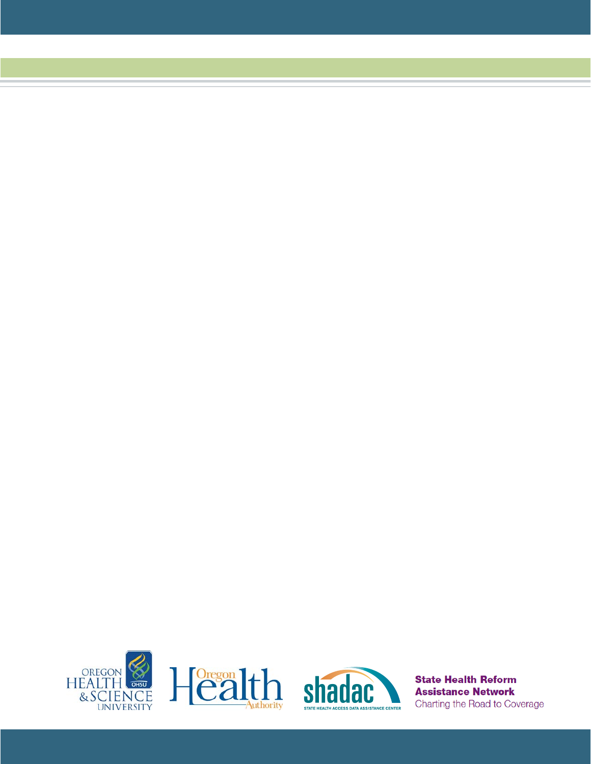Oregon Health & Science University

Oregon Health Authority

shadac

State Health Access Data Assistance Center

State Health Reform Assistance Network

Charting the Road to Coverage